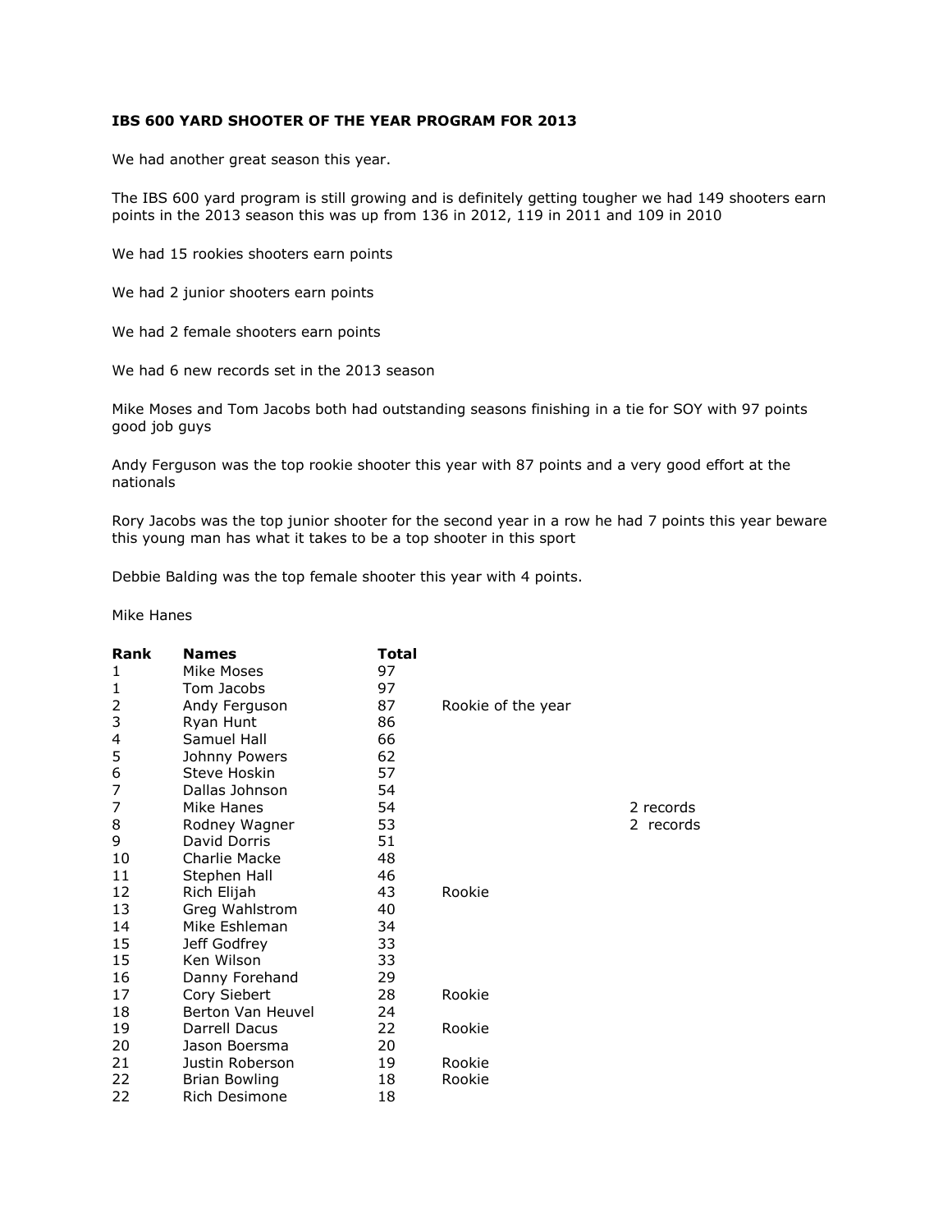**IBS 600 YARD SHOOTER OF THE YEAR PROGRAM FOR 2013**

We had another great season this year.

The IBS 600 yard program is still growing and is definitely getting tougher we had 149 shooters earn points in the 2013 season this was up from 136 in 2012, 119 in 2011 and 109 in 2010

We had 15 rookies shooters earn points

We had 2 junior shooters earn points

We had 2 female shooters earn points

We had 6 new records set in the 2013 season

Mike Moses and Tom Jacobs both had outstanding seasons finishing in a tie for SOY with 97 points good job guys

Andy Ferguson was the top rookie shooter this year with 87 points and a very good effort at the nationals

Rory Jacobs was the top junior shooter for the second year in a row he had 7 points this year beware this young man has what it takes to be a top shooter in this sport

Debbie Balding was the top female shooter this year with 4 points.

Mike Hanes

| Rank | Names | Total | | |
|---|---|---|---|---|
| 1 | Mike Moses | 97 | | |
| 1 | Tom Jacobs | 97 | | |
| 2 | Andy Ferguson | 87 | Rookie of the year | |
| 3 | Ryan Hunt | 86 | | |
| 4 | Samuel Hall | 66 | | |
| 5 | Johnny Powers | 62 | | |
| 6 | Steve Hoskin | 57 | | |
| 7 | Dallas Johnson | 54 | | |
| 7 | Mike Hanes | 54 | | 2 records |
| 8 | Rodney Wagner | 53 | | 2 records |
| 9 | David Dorris | 51 | | |
| 10 | Charlie Macke | 48 | | |
| 11 | Stephen Hall | 46 | | |
| 12 | Rich Elijah | 43 | Rookie | |
| 13 | Greg Wahlstrom | 40 | | |
| 14 | Mike Eshleman | 34 | | |
| 15 | Jeff Godfrey | 33 | | |
| 15 | Ken Wilson | 33 | | |
| 16 | Danny Forehand | 29 | | |
| 17 | Cory Siebert | 28 | Rookie | |
| 18 | Berton Van Heuvel | 24 | | |
| 19 | Darrell Dacus | 22 | Rookie | |
| 20 | Jason Boersma | 20 | | |
| 21 | Justin Roberson | 19 | Rookie | |
| 22 | Brian Bowling | 18 | Rookie | |
| 22 | Rich Desimone | 18 | | |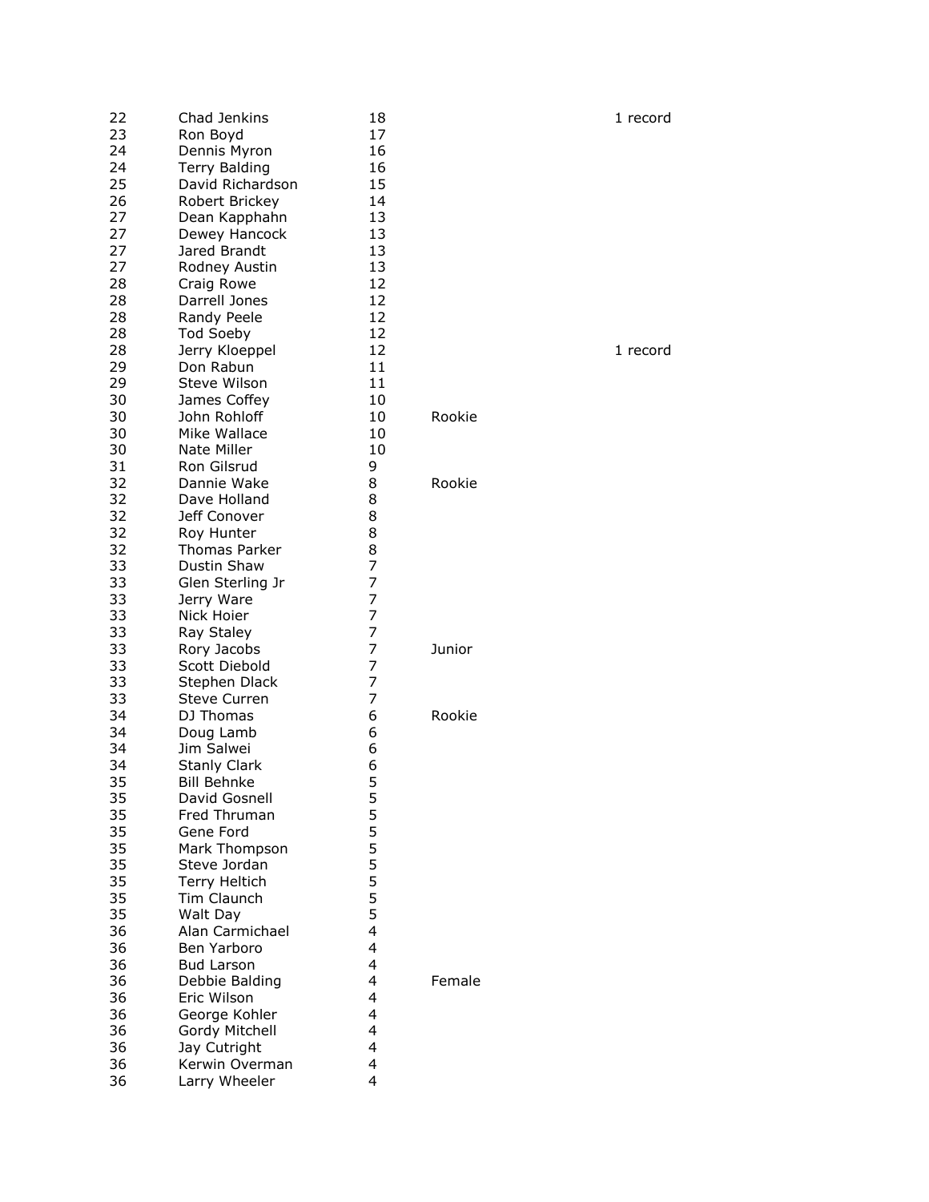| | | | | |
|---|---|---|---|---|
| 22 | Chad Jenkins | 18 | | 1 record |
| 23 | Ron Boyd | 17 | | |
| 24 | Dennis Myron | 16 | | |
| 24 | Terry Balding | 16 | | |
| 25 | David Richardson | 15 | | |
| 26 | Robert Brickey | 14 | | |
| 27 | Dean Kapphahn | 13 | | |
| 27 | Dewey Hancock | 13 | | |
| 27 | Jared Brandt | 13 | | |
| 27 | Rodney Austin | 13 | | |
| 28 | Craig Rowe | 12 | | |
| 28 | Darrell Jones | 12 | | |
| 28 | Randy Peele | 12 | | |
| 28 | Tod Soeby | 12 | | |
| 28 | Jerry Kloeppel | 12 | | 1 record |
| 29 | Don Rabun | 11 | | |
| 29 | Steve Wilson | 11 | | |
| 30 | James Coffey | 10 | | |
| 30 | John Rohloff | 10 | Rookie | |
| 30 | Mike Wallace | 10 | | |
| 30 | Nate Miller | 10 | | |
| 31 | Ron Gilsrud | 9 | | |
| 32 | Dannie Wake | 8 | Rookie | |
| 32 | Dave Holland | 8 | | |
| 32 | Jeff Conover | 8 | | |
| 32 | Roy Hunter | 8 | | |
| 32 | Thomas Parker | 8 | | |
| 33 | Dustin Shaw | 7 | | |
| 33 | Glen Sterling Jr | 7 | | |
| 33 | Jerry Ware | 7 | | |
| 33 | Nick Hoier | 7 | | |
| 33 | Ray Staley | 7 | | |
| 33 | Rory Jacobs | 7 | Junior | |
| 33 | Scott Diebold | 7 | | |
| 33 | Stephen Dlack | 7 | | |
| 33 | Steve Curren | 7 | | |
| 34 | DJ Thomas | 6 | Rookie | |
| 34 | Doug Lamb | 6 | | |
| 34 | Jim Salwei | 6 | | |
| 34 | Stanly Clark | 6 | | |
| 35 | Bill Behnke | 5 | | |
| 35 | David Gosnell | 5 | | |
| 35 | Fred Thruman | 5 | | |
| 35 | Gene Ford | 5 | | |
| 35 | Mark Thompson | 5 | | |
| 35 | Steve Jordan | 5 | | |
| 35 | Terry Heltich | 5 | | |
| 35 | Tim Claunch | 5 | | |
| 35 | Walt Day | 5 | | |
| 36 | Alan Carmichael | 4 | | |
| 36 | Ben Yarboro | 4 | | |
| 36 | Bud Larson | 4 | | |
| 36 | Debbie Balding | 4 | Female | |
| 36 | Eric Wilson | 4 | | |
| 36 | George Kohler | 4 | | |
| 36 | Gordy Mitchell | 4 | | |
| 36 | Jay Cutright | 4 | | |
| 36 | Kerwin Overman | 4 | | |
| 36 | Larry Wheeler | 4 | | |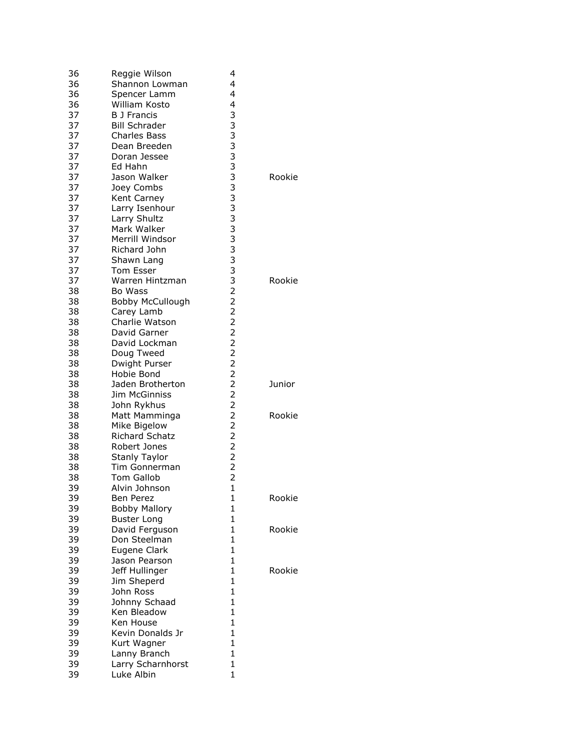| | | | |
|---|---|---|---|
| 36 | Reggie Wilson | 4 | |
| 36 | Shannon Lowman | 4 | |
| 36 | Spencer Lamm | 4 | |
| 36 | William Kosto | 4 | |
| 37 | B J Francis | 3 | |
| 37 | Bill Schrader | 3 | |
| 37 | Charles Bass | 3 | |
| 37 | Dean Breeden | 3 | |
| 37 | Doran Jessee | 3 | |
| 37 | Ed Hahn | 3 | |
| 37 | Jason Walker | 3 | Rookie |
| 37 | Joey Combs | 3 | |
| 37 | Kent Carney | 3 | |
| 37 | Larry Isenhour | 3 | |
| 37 | Larry Shultz | 3 | |
| 37 | Mark Walker | 3 | |
| 37 | Merrill Windsor | 3 | |
| 37 | Richard John | 3 | |
| 37 | Shawn Lang | 3 | |
| 37 | Tom Esser | 3 | |
| 37 | Warren Hintzman | 3 | Rookie |
| 38 | Bo Wass | 2 | |
| 38 | Bobby McCullough | 2 | |
| 38 | Carey Lamb | 2 | |
| 38 | Charlie Watson | 2 | |
| 38 | David Garner | 2 | |
| 38 | David Lockman | 2 | |
| 38 | Doug Tweed | 2 | |
| 38 | Dwight Purser | 2 | |
| 38 | Hobie Bond | 2 | |
| 38 | Jaden Brotherton | 2 | Junior |
| 38 | Jim McGinniss | 2 | |
| 38 | John Rykhus | 2 | |
| 38 | Matt Mamminga | 2 | Rookie |
| 38 | Mike Bigelow | 2 | |
| 38 | Richard Schatz | 2 | |
| 38 | Robert Jones | 2 | |
| 38 | Stanly Taylor | 2 | |
| 38 | Tim Gonnerman | 2 | |
| 38 | Tom Gallob | 2 | |
| 39 | Alvin Johnson | 1 | |
| 39 | Ben Perez | 1 | Rookie |
| 39 | Bobby Mallory | 1 | |
| 39 | Buster Long | 1 | |
| 39 | David Ferguson | 1 | Rookie |
| 39 | Don Steelman | 1 | |
| 39 | Eugene Clark | 1 | |
| 39 | Jason Pearson | 1 | |
| 39 | Jeff Hullinger | 1 | Rookie |
| 39 | Jim Sheperd | 1 | |
| 39 | John Ross | 1 | |
| 39 | Johnny Schaad | 1 | |
| 39 | Ken Bleadow | 1 | |
| 39 | Ken House | 1 | |
| 39 | Kevin Donalds Jr | 1 | |
| 39 | Kurt Wagner | 1 | |
| 39 | Lanny Branch | 1 | |
| 39 | Larry Scharnhorst | 1 | |
| 39 | Luke Albin | 1 | |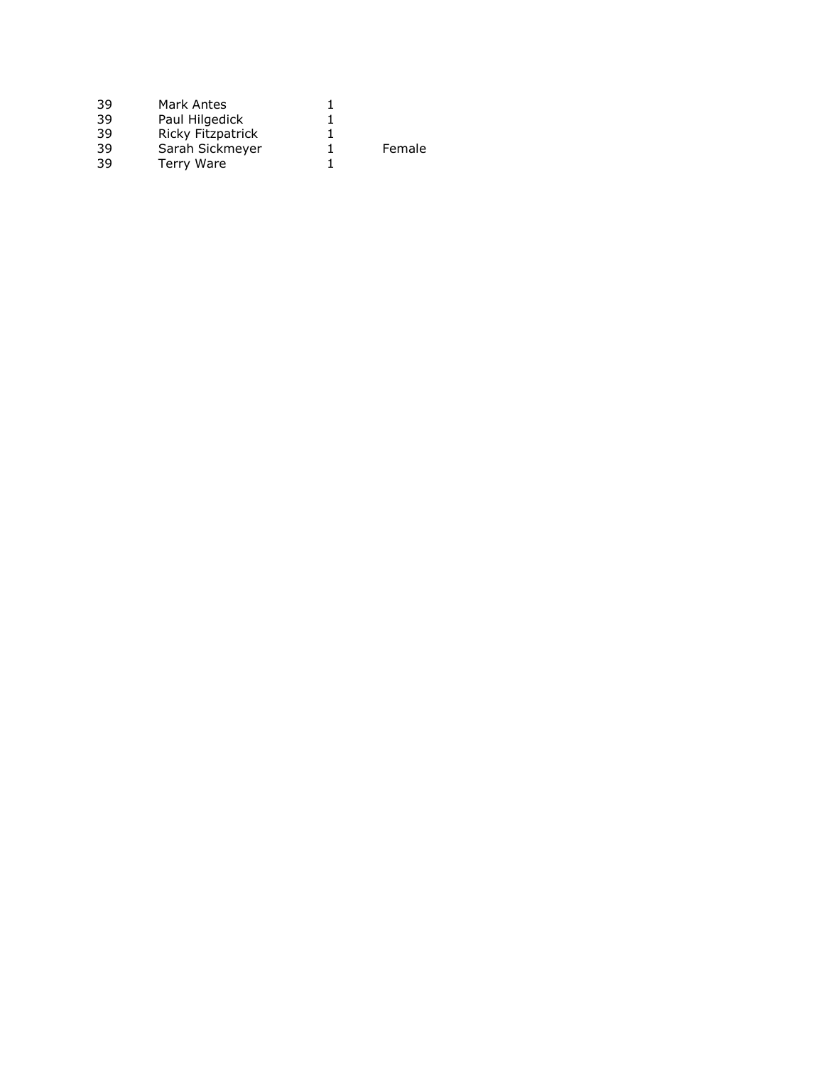| | | | |
|---|---|---|---|
| 39 | Mark Antes | 1 | |
| 39 | Paul Hilgedick | 1 | |
| 39 | Ricky Fitzpatrick | 1 | |
| 39 | Sarah Sickmeyer | 1 | Female |
| 39 | Terry Ware | 1 | |